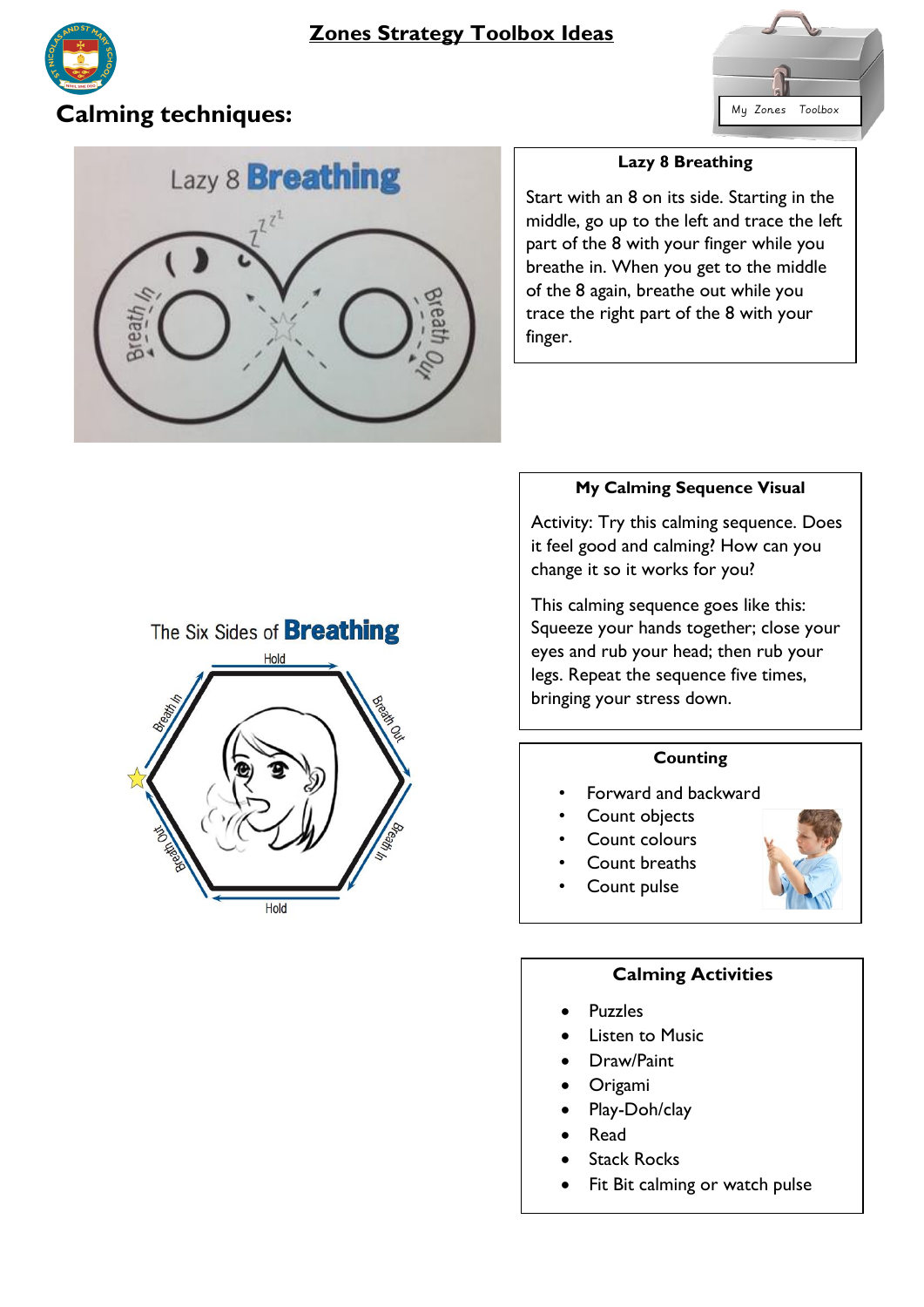# Zones Strategy Toolbox Ideas

## Calming techniques:

### Lazy 8 Breathing

Start with an 8 on its side. Starting in the middle, go up to the left and trace the left part of the 8 with your finger while you breathe in. When you get to the middle of the 8 again, breathe out while you trace the right part of the 8 with your finger.

### My Calming Sequence Visual

Activity: Try this calming sequence. Does it feel good and calming? How can you change it so it works for you?

This calming sequence goes like this: Squeeze your hands together; close your eyes and rub your head; then rub your legs. Repeat the sequence five times, bringing your stress down.

### Counting

- Forward and backward
- Count objects
- Count colours
- Count breaths
- Count pulse

### Calming Activities

- Puzzles
- Listen to Music
- Draw/Paint
- Origami
- Play-Doh/clay
- Read
- Stack Rocks
- Fit Bit calming or watch pulse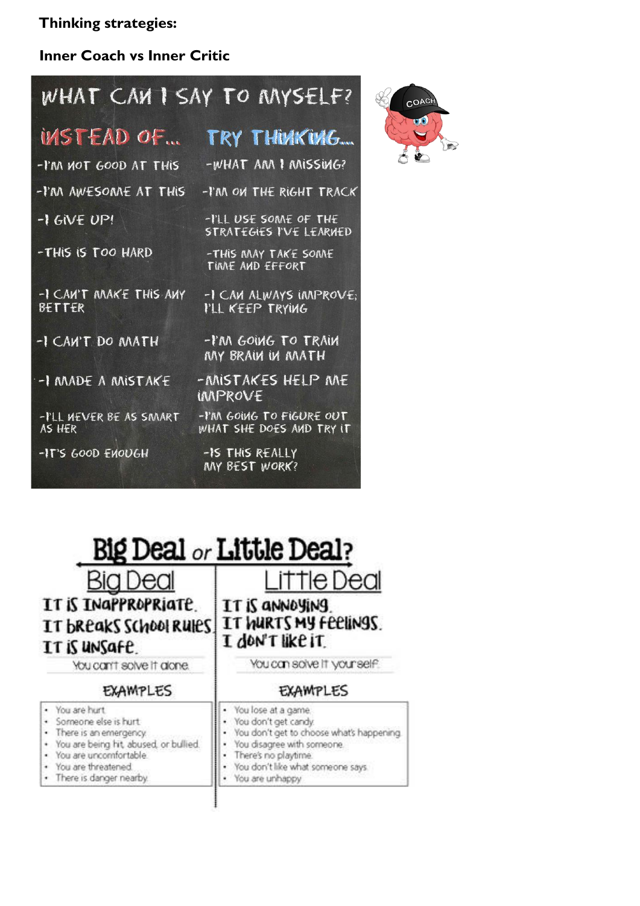**Thinking strategies:**

**Inner Coach vs Inner Critic**

## WHAT CAN I SAY TO MYSELF?

| INSTEAD OF... | TRY THINKING... |
| --- | --- |
| -I'M NOT GOOD AT THIS | -WHAT AM I MISSING? |
| -I'M AWESOME AT THIS | -I'M ON THE RIGHT TRACK |
| -I GIVE UP! | -I'LL USE SOME OF THE STRATEGIES I'VE LEARNED |
| -THIS IS TOO HARD | -THIS MAY TAKE SOME TIME AND EFFORT |
| -I CAN'T MAKE THIS ANY BETTER | -I CAN ALWAYS IMPROVE; I'LL KEEP TRYING |
| -I CAN'T DO MATH | -I'M GOING TO TRAIN MY BRAIN IN MATH |
| -I MADE A MISTAKE | -MISTAKES HELP ME IMPROVE |
| -I'LL NEVER BE AS SMART AS HER | -I'M GOING TO FIGURE OUT WHAT SHE DOES AND TRY IT |
| -IT'S GOOD ENOUGH | -IS THIS REALLY MY BEST WORK? |

COACH

## Big Deal or Little Deal?

| Big Deal | Little Deal |
| --- | --- |
| IT IS INAPPROPRIATE. IT BREAKS SCHOOL RULES. IT IS UNSAFE. | IT IS ANNOYING. IT HURTS MY FEELINGS. I DON'T LIKE IT. |
| You can't solve it alone. | You can solve it yourself. |

| EXAMPLES | EXAMPLES |
| --- | --- |
| • You are hurt<br>• Someone else is hurt<br>• There is an emergency<br>• You are being hit, abused, or bullied<br>• You are uncomfortable<br>• You are threatened<br>• There is danger nearby | • You lose at a game<br>• You don't get candy<br>• You don't get to choose what's happening<br>• You disagree with someone<br>• There's no playtime<br>• You don't like what someone says<br>• You are unhappy |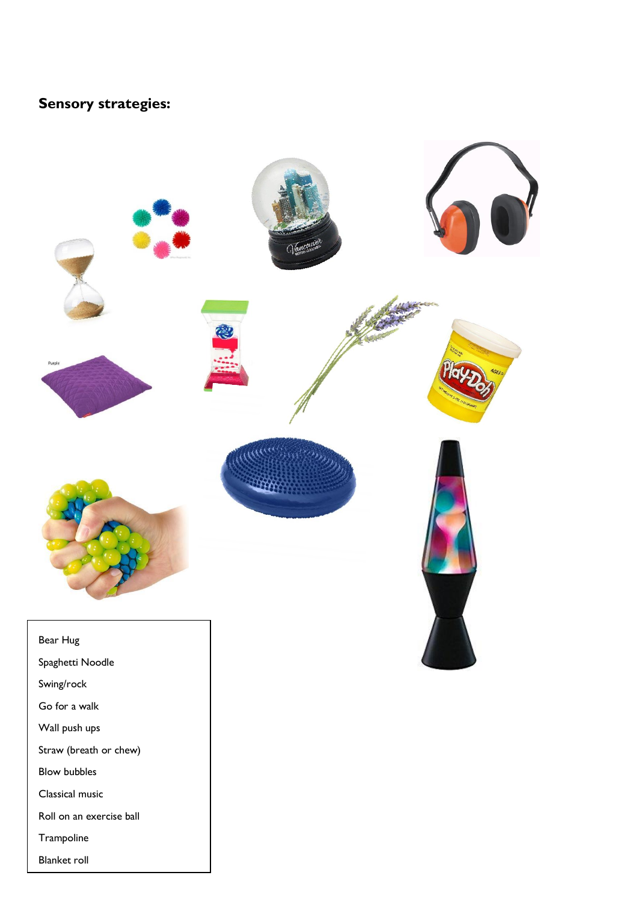**Sensory strategies:**

- Bear Hug
- Spaghetti Noodle
- Swing/rock
- Go for a walk
- Wall push ups
- Straw (breath or chew)
- Blow bubbles
- Classical music
- Roll on an exercise ball
- Trampoline
- Blanket roll